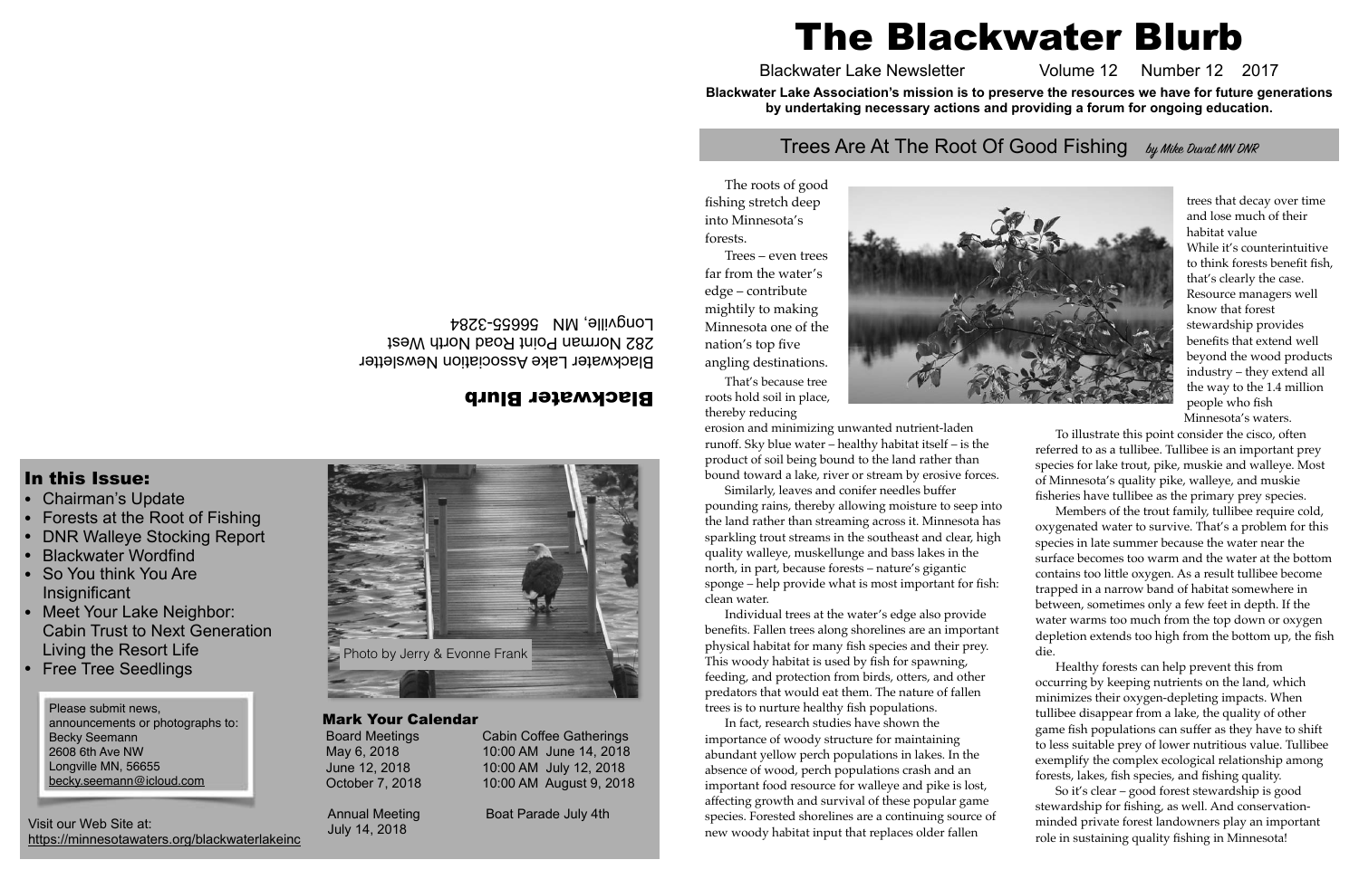# The Blackwater Blurb

Blackwater Lake Newsletter Volume 12 Number 12 2017

**Blackwater Lake Association's mission is to preserve the resources we have for future generations by undertaking necessary actions and providing a forum for ongoing education.**

## Trees Are At The Root Of Good Fishing *by Mike Duval MN DNR*

The roots of good fishing stretch deep into Minnesota's forests.

Trees – even trees far from the water's edge – contribute mightily to making Minnesota one of the nation's top five angling destinations.

That's because tree roots hold soil in place, thereby reducing erosion and minimizing unwanted nutrient-laden runoff. Sky blue water – healthy habitat itself – is the product of soil being bound to the land rather than bound toward a lake, river or stream by erosive forces.

Similarly, leaves and conifer needles buffer pounding rains, thereby allowing moisture to seep into the land rather than streaming across it. Minnesota has sparkling trout streams in the southeast and clear, high quality walleye, muskellunge and bass lakes in the north, in part, because forests – nature's gigantic sponge – help provide what is most important for fish: clean water.

Individual trees at the water's edge also provide benefits. Fallen trees along shorelines are an important physical habitat for many fish species and their prey. This woody habitat is used by fish for spawning, feeding, and protection from birds, otters, and other predators that would eat them. The nature of fallen trees is to nurture healthy fish populations.

In fact, research studies have shown the importance of woody structure for maintaining abundant yellow perch populations in lakes. In the absence of wood, perch populations crash and an important food resource for walleye and pike is lost, affecting growth and survival of these popular game species. Forested shorelines are a continuing source of new woody habitat input that replaces older fallen trees that decay over time and lose much of their habitat value

While it's counterintuitive to think forests benefit fish, that's clearly the case. Resource managers well know that forest stewardship provides benefits that extend well beyond the wood products industry – they extend all the way to the 1.4 million people who fish Minnesota's waters.

To illustrate this point consider the cisco, often referred to as a tullibee. Tullibee is an important prey species for lake trout, pike, muskie and walleye. Most of Minnesota's quality pike, walleye, and muskie fisheries have tullibee as the primary prey species.

Members of the trout family, tullibee require cold, oxygenated water to survive. That's a problem for this species in late summer because the water near the surface becomes too warm and the water at the bottom contains too little oxygen. As a result tullibee become trapped in a narrow band of habitat somewhere in between, sometimes only a few feet in depth. If the water warms too much from the top down or oxygen depletion extends too high from the bottom up, the fish die.

Healthy forests can help prevent this from occurring by keeping nutrients on the land, which minimizes their oxygen-depleting impacts. When tullibee disappear from a lake, the quality of other game fish populations can suffer as they have to shift to less suitable prey of lower nutritious value. Tullibee exemplify the complex ecological relationship among forests, lakes, fish species, and fishing quality.

So it's clear – good forest stewardship is good stewardship for fishing, as well. And conservation-minded private forest landowners play an important role in sustaining quality fishing in Minnesota!

---

**Blackwater Blurb**

Blackwater Lake Association Newsletter
282 Norman Point Road North West
Longville, MN 56655-3284

Photo by Jerry & Evonne Frank

### In this Issue:

- Chairman's Update
- Forests at the Root of Fishing
- DNR Walleye Stocking Report
- Blackwater Wordfind
- So You think You Are Insignificant
- Meet Your Lake Neighbor: Cabin Trust to Next Generation Living the Resort Life
- Free Tree Seedlings

Please submit news, announcements or photographs to:
Becky Seemann
2608 6th Ave NW
Longville MN, 56655
becky.seemann@icloud.com

Visit our Web Site at:
https://minnesotawaters.org/blackwaterlakeinc

### Mark Your Calendar

| Board Meetings | Cabin Coffee Gatherings |
|---|---|
| May 6, 2018 | 10:00 AM June 14, 2018 |
| June 12, 2018 | 10:00 AM July 12, 2018 |
| October 7, 2018 | 10:00 AM August 9, 2018 |

Annual Meeting
July 14, 2018

Boat Parade July 4th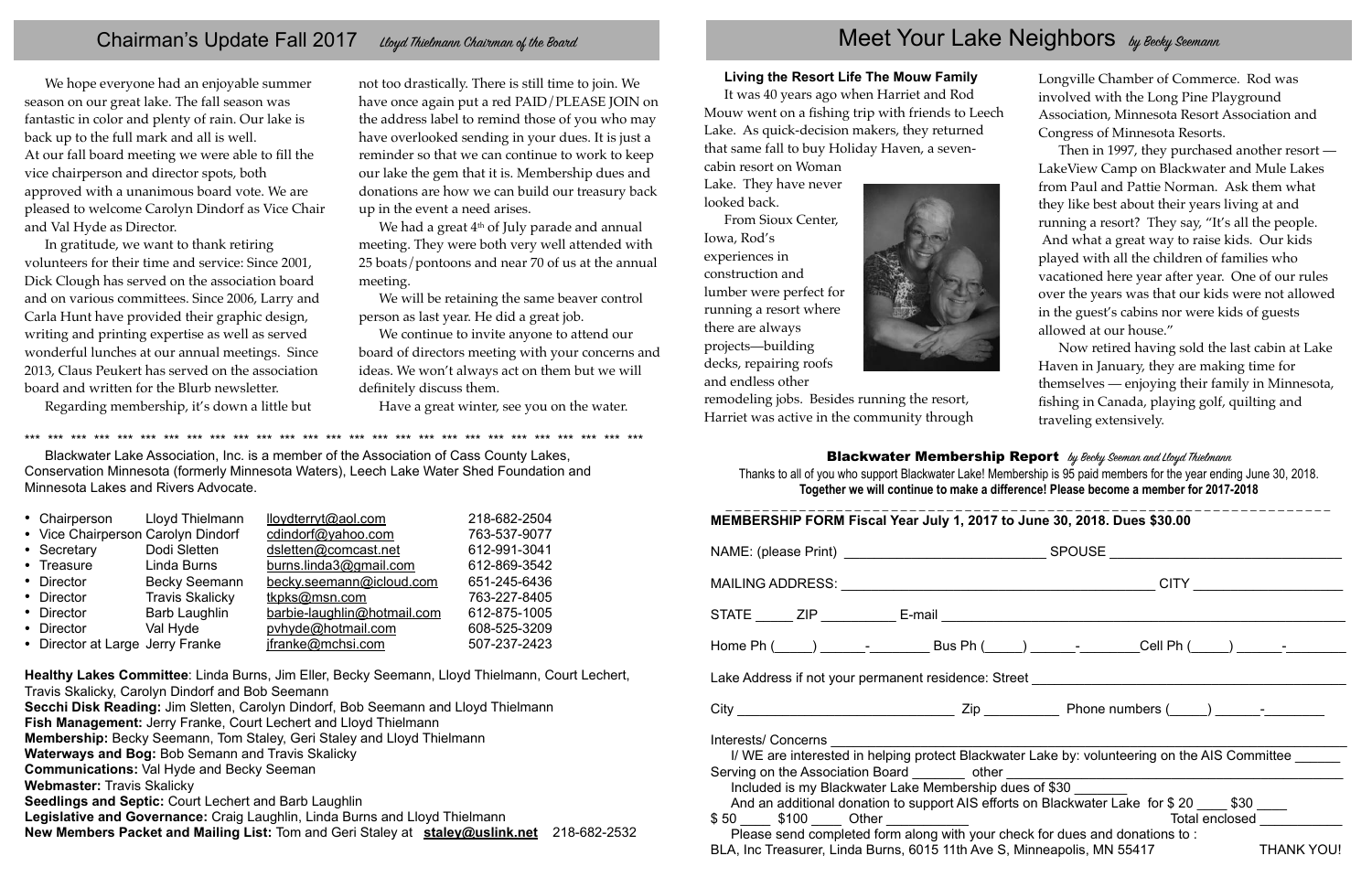## Chairman's Update Fall 2017 *Lloyd Thielmann Chairman of the Board*

We hope everyone had an enjoyable summer season on our great lake. The fall season was fantastic in color and plenty of rain. Our lake is back up to the full mark and all is well.

At our fall board meeting we were able to fill the vice chairperson and director spots, both approved with a unanimous board vote. We are pleased to welcome Carolyn Dindorf as Vice Chair and Val Hyde as Director.

In gratitude, we want to thank retiring volunteers for their time and service: Since 2001, Dick Clough has served on the association board and on various committees. Since 2006, Larry and Carla Hunt have provided their graphic design, writing and printing expertise as well as served wonderful lunches at our annual meetings. Since 2013, Claus Peukert has served on the association board and written for the Blurb newsletter.

Regarding membership, it's down a little but not too drastically. There is still time to join. We have once again put a red PAID/PLEASE JOIN on the address label to remind those of you who may have overlooked sending in your dues. It is just a reminder so that we can continue to work to keep our lake the gem that it is. Membership dues and donations are how we can build our treasury back up in the event a need arises.

We had a great 4th of July parade and annual meeting. They were both very well attended with 25 boats/pontoons and near 70 of us at the annual meeting.

We will be retaining the same beaver control person as last year. He did a great job.

We continue to invite anyone to attend our board of directors meeting with your concerns and ideas. We won't always act on them but we will definitely discuss them.

Have a great winter, see you on the water.

\*\*\* \*\*\* \*\*\* \*\*\* \*\*\* \*\*\* \*\*\* \*\*\* \*\*\* \*\*\* \*\*\* \*\*\* \*\*\* \*\*\* \*\*\* \*\*\* \*\*\* \*\*\* \*\*\* \*\*\* \*\*\* \*\*\* \*\*\* \*\*\* \*\*\* \*\*\* \*\*\* \*\*\* \*\*\* \*\*\*

Blackwater Lake Association, Inc. is a member of the Association of Cass County Lakes, Conservation Minnesota (formerly Minnesota Waters), Leech Lake Water Shed Foundation and Minnesota Lakes and Rivers Advocate.

| Position | Name | Email | Phone |
|---|---|---|---|
| • Chairperson | Lloyd Thielmann | lloydterryt@aol.com | 218-682-2504 |
| • Vice Chairperson | Carolyn Dindorf | cdindorf@yahoo.com | 763-537-9077 |
| • Secretary | Dodi Sletten | dsletten@comcast.net | 612-991-3041 |
| • Treasure | Linda Burns | burns.linda3@gmail.com | 612-869-3542 |
| • Director | Becky Seemann | becky.seemann@icloud.com | 651-245-6436 |
| • Director | Travis Skalicky | tkpks@msn.com | 763-227-8405 |
| • Director | Barb Laughlin | barbie-laughlin@hotmail.com | 612-875-1005 |
| • Director | Val Hyde | pvhyde@hotmail.com | 608-525-3209 |
| • Director at Large | Jerry Franke | jfranke@mchsi.com | 507-237-2423 |

**Healthy Lakes Committee**: Linda Burns, Jim Eller, Becky Seemann, Lloyd Thielmann, Court Lechert, Travis Skalicky, Carolyn Dindorf and Bob Seemann
**Secchi Disk Reading:** Jim Sletten, Carolyn Dindorf, Bob Seemann and Lloyd Thielmann
**Fish Management:** Jerry Franke, Court Lechert and Lloyd Thielmann
**Membership:** Becky Seemann, Tom Staley, Geri Staley and Lloyd Thielmann
**Waterways and Bog:** Bob Semann and Travis Skalicky
**Communications:** Val Hyde and Becky Seeman
**Webmaster:** Travis Skalicky
**Seedlings and Septic:** Court Lechert and Barb Laughlin
**Legislative and Governance:** Craig Laughlin, Linda Burns and Lloyd Thielmann
**New Members Packet and Mailing List:** Tom and Geri Staley at **staley@uslink.net** 218-682-2532

## Meet Your Lake Neighbors *by Becky Seemann*

### Living the Resort Life The Mouw Family

It was 40 years ago when Harriet and Rod Mouw went on a fishing trip with friends to Leech Lake. As quick-decision makers, they returned that same fall to buy Holiday Haven, a seven-cabin resort on Woman Lake. They have never looked back.

From Sioux Center, Iowa, Rod's experiences in construction and lumber were perfect for running a resort where there are always projects—building decks, repairing roofs and endless other remodeling jobs. Besides running the resort, Harriet was active in the community through Longville Chamber of Commerce. Rod was involved with the Long Pine Playground Association, Minnesota Resort Association and Congress of Minnesota Resorts.

Then in 1997, they purchased another resort — LakeView Camp on Blackwater and Mule Lakes from Paul and Pattie Norman. Ask them what they like best about their years living at and running a resort? They say, "It's all the people. And what a great way to raise kids. Our kids played with all the children of families who vacationed here year after year. One of our rules over the years was that our kids were not allowed in the guest's cabins nor were kids of guests allowed at our house."

Now retired having sold the last cabin at Lake Haven in January, they are making time for themselves — enjoying their family in Minnesota, fishing in Canada, playing golf, quilting and traveling extensively.

### Blackwater Membership Report *by Becky Seeman and Lloyd Thielmann*

Thanks to all of you who support Blackwater Lake! Membership is 95 paid members for the year ending June 30, 2018.
**Together we will continue to make a difference! Please become a member for 2017-2018**

**MEMBERSHIP FORM Fiscal Year July 1, 2017 to June 30, 2018. Dues $30.00**

NAME: (please Print) ____________________ SPOUSE ____________________

MAILING ADDRESS: ____________________ CITY ____________________

STATE _____ ZIP _________ E-mail ____________________

Home Ph (_____) ______-________ Bus Ph (_____) ______-________Cell Ph (_____) ______-________

Lake Address if not your permanent residence: Street ____________________

City ____________________ Zip __________ Phone numbers (_____) ______-________

Interests/ Concerns ____________________

I/ WE are interested in helping protect Blackwater Lake by: volunteering on the AIS Committee ______ Serving on the Association Board _______ other ____________________

Included is my Blackwater Lake Membership dues of $30 _______

And an additional donation to support AIS efforts on Blackwater Lake for $ 20 ____ $30 ____ $ 50 ____ $100 ____ Other __________ Total enclosed __________

Please send completed form along with your check for dues and donations to :
BLA, Inc Treasurer, Linda Burns, 6015 11th Ave S, Minneapolis, MN 55417 THANK YOU!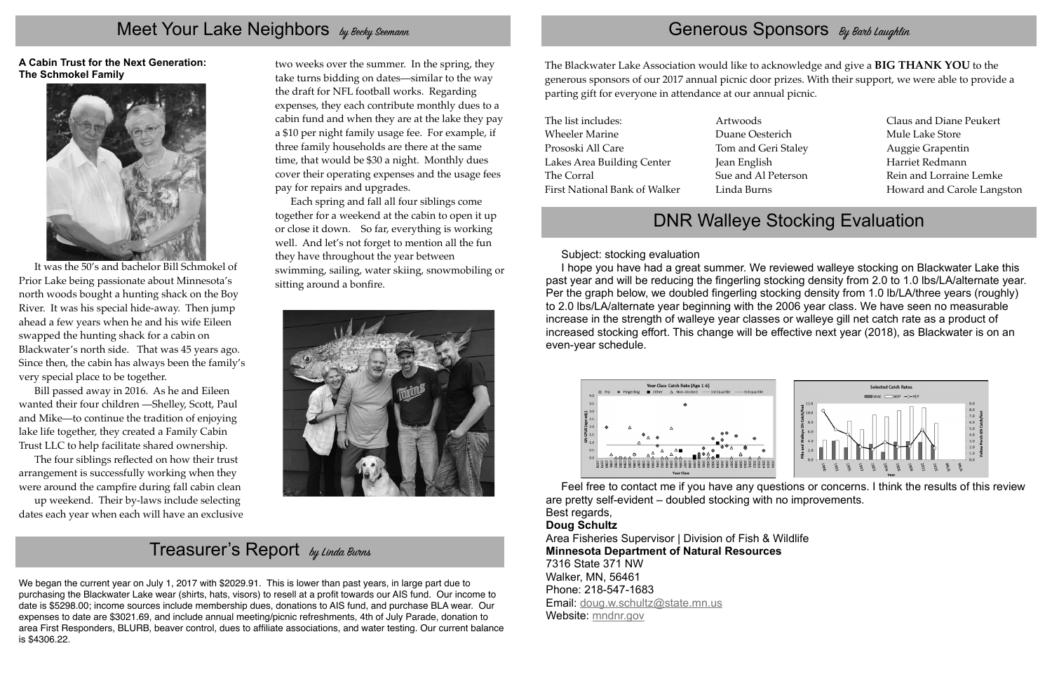## Meet Your Lake Neighbors *by Becky Seemann*

**A Cabin Trust for the Next Generation: The Schmokel Family**

It was the 50's and bachelor Bill Schmokel of Prior Lake being passionate about Minnesota's north woods bought a hunting shack on the Boy River. It was his special hide-away. Then jump ahead a few years when he and his wife Eileen swapped the hunting shack for a cabin on Blackwater's north side. That was 45 years ago. Since then, the cabin has always been the family's very special place to be together.

Bill passed away in 2016. As he and Eileen wanted their four children —Shelley, Scott, Paul and Mike—to continue the tradition of enjoying lake life together, they created a Family Cabin Trust LLC to help facilitate shared ownership.

The four siblings reflected on how their trust arrangement is successfully working when they were around the campfire during fall cabin clean up weekend. Their by-laws include selecting dates each year when each will have an exclusive two weeks over the summer. In the spring, they take turns bidding on dates—similar to the way the draft for NFL football works. Regarding expenses, they each contribute monthly dues to a cabin fund and when they are at the lake they pay a $10 per night family usage fee. For example, if three family households are there at the same time, that would be $30 a night. Monthly dues cover their operating expenses and the usage fees pay for repairs and upgrades.

Each spring and fall all four siblings come together for a weekend at the cabin to open it up or close it down. So far, everything is working well. And let's not forget to mention all the fun they have throughout the year between swimming, sailing, water skiing, snowmobiling or sitting around a bonfire.

## Treasurer's Report *by Linda Burns*

We began the current year on July 1, 2017 with $2029.91. This is lower than past years, in large part due to purchasing the Blackwater Lake wear (shirts, hats, visors) to resell at a profit towards our AIS fund. Our income to date is $5298.00; income sources include membership dues, donations to AIS fund, and purchase BLA wear. Our expenses to date are $3021.69, and include annual meeting/picnic refreshments, 4th of July Parade, donation to area First Responders, BLURB, beaver control, dues to affiliate associations, and water testing. Our current balance is $4306.22.

## Generous Sponsors *By Barb Laughlin*

The Blackwater Lake Association would like to acknowledge and give a **BIG THANK YOU** to the generous sponsors of our 2017 annual picnic door prizes. With their support, we were able to provide a parting gift for everyone in attendance at our annual picnic.

The list includes:
- Wheeler Marine
- Prososki All Care
- Lakes Area Building Center
- The Corral
- First National Bank of Walker
- Artwoods
- Duane Oesterich
- Tom and Geri Staley
- Jean English
- Sue and Al Peterson
- Linda Burns
- Claus and Diane Peukert
- Mule Lake Store
- Auggie Grapentin
- Harriet Redmann
- Rein and Lorraine Lemke
- Howard and Carole Langston

## DNR Walleye Stocking Evaluation

Subject: stocking evaluation

I hope you have had a great summer. We reviewed walleye stocking on Blackwater Lake this past year and will be reducing the fingerling stocking density from 2.0 to 1.0 lbs/LA/alternate year. Per the graph below, we doubled fingerling stocking density from 1.0 lb/LA/three years (roughly) to 2.0 lbs/LA/alternate year beginning with the 2006 year class. We have seen no measurable increase in the strength of walleye year classes or walleye gill net catch rate as a product of increased stocking effort. This change will be effective next year (2018), as Blackwater is on an even-year schedule.

Feel free to contact me if you have any questions or concerns. I think the results of this review are pretty self-evident – doubled stocking with no improvements.

Best regards,

**Doug Schultz**
Area Fisheries Supervisor | Division of Fish & Wildlife
**Minnesota Department of Natural Resources**
7316 State 371 NW
Walker, MN, 56461
Phone: 218-547-1683
Email: doug.w.schultz@state.mn.us
Website: mndnr.gov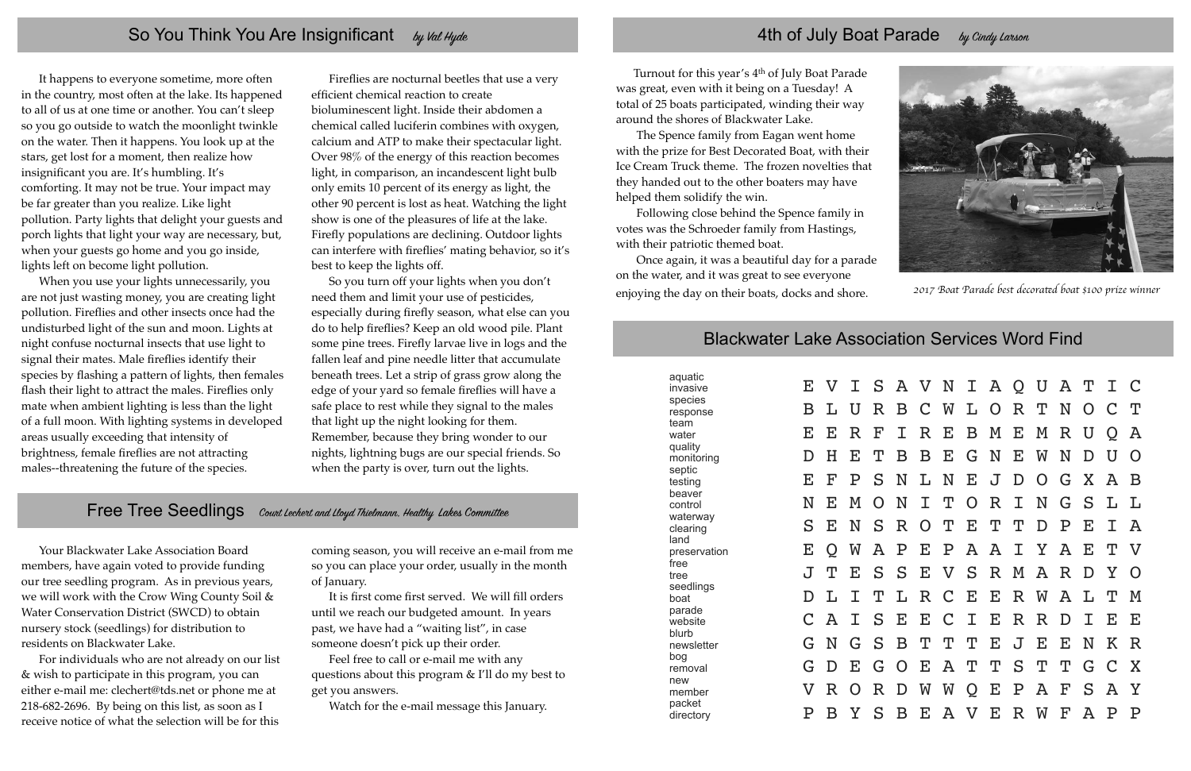## So You Think You Are Insignificant *by Val Hyde*

It happens to everyone sometime, more often in the country, most often at the lake. Its happened to all of us at one time or another. You can't sleep so you go outside to watch the moonlight twinkle on the water. Then it happens. You look up at the stars, get lost for a moment, then realize how insignificant you are. It's humbling. It's comforting. It may not be true. Your impact may be far greater than you realize. Like light pollution. Party lights that delight your guests and porch lights that light your way are necessary, but, when your guests go home and you go inside, lights left on become light pollution.

When you use your lights unnecessarily, you are not just wasting money, you are creating light pollution. Fireflies and other insects once had the undisturbed light of the sun and moon. Lights at night confuse nocturnal insects that use light to signal their mates. Male fireflies identify their species by flashing a pattern of lights, then females flash their light to attract the males. Fireflies only mate when ambient lighting is less than the light of a full moon. With lighting systems in developed areas usually exceeding that intensity of brightness, female fireflies are not attracting males--threatening the future of the species.

Fireflies are nocturnal beetles that use a very efficient chemical reaction to create bioluminescent light. Inside their abdomen a chemical called luciferin combines with oxygen, calcium and ATP to make their spectacular light. Over 98% of the energy of this reaction becomes light, in comparison, an incandescent light bulb only emits 10 percent of its energy as light, the other 90 percent is lost as heat. Watching the light show is one of the pleasures of life at the lake. Firefly populations are declining. Outdoor lights can interfere with fireflies' mating behavior, so it's best to keep the lights off.

So you turn off your lights when you don't need them and limit your use of pesticides, especially during firefly season, what else can you do to help fireflies? Keep an old wood pile. Plant some pine trees. Firefly larvae live in logs and the fallen leaf and pine needle litter that accumulate beneath trees. Let a strip of grass grow along the edge of your yard so female fireflies will have a safe place to rest while they signal to the males that light up the night looking for them. Remember, because they bring wonder to our nights, lightning bugs are our special friends. So when the party is over, turn out the lights.

## Free Tree Seedlings *Court Lechert and Lloyd Thielmann, Healthy Lakes Committee*

Your Blackwater Lake Association Board members, have again voted to provide funding our tree seedling program. As in previous years, we will work with the Crow Wing County Soil & Water Conservation District (SWCD) to obtain nursery stock (seedlings) for distribution to residents on Blackwater Lake.

For individuals who are not already on our list & wish to participate in this program, you can either e-mail me: clechert@tds.net or phone me at 218-682-2696. By being on this list, as soon as I receive notice of what the selection will be for this coming season, you will receive an e-mail from me so you can place your order, usually in the month of January.

It is first come first served. We will fill orders until we reach our budgeted amount. In years past, we have had a "waiting list", in case someone doesn't pick up their order.

Feel free to call or e-mail me with any questions about this program & I'll do my best to get you answers.

Watch for the e-mail message this January.

## 4th of July Boat Parade *by Cindy Larson*

Turnout for this year's 4th of July Boat Parade was great, even with it being on a Tuesday! A total of 25 boats participated, winding their way around the shores of Blackwater Lake.

The Spence family from Eagan went home with the prize for Best Decorated Boat, with their Ice Cream Truck theme. The frozen novelties that they handed out to the other boaters may have helped them solidify the win.

Following close behind the Spence family in votes was the Schroeder family from Hastings, with their patriotic themed boat.

Once again, it was a beautiful day for a parade on the water, and it was great to see everyone enjoying the day on their boats, docks and shore.

*2017 Boat Parade best decorated boat $100 prize winner*

## Blackwater Lake Association Services Word Find

aquatic
invasive
species
response
team
water
quality
monitoring
septic
testing
beaver
control
waterway
clearing
land
preservation
free
tree
seedlings
boat
parade
website
blurb
newsletter
bog
removal
new
member
packet
directory

```
E V I S A V N I A Q U A T I C
B L U R B C W L O R T N O C T
E E R F I R E B M E M R U Q A
D H E T B B E G N E W N D U O
E F P S N L N E J D O G X A B
N E M O N I T O R I N G S L L
S E N S R O T E T T D P E I A
E Q W A P E P A A I Y A E T V
J T E S S E V S R M A R D Y O
D L I T L R C E E R W A L T M
C A I S E E C I E R R D I E E
G N G S B T T T E J E E N K R
G D E G O E A T T S T T G C X
V R O R D W W Q E P A F S A Y
P B Y S B E A V E R W F A P P
```